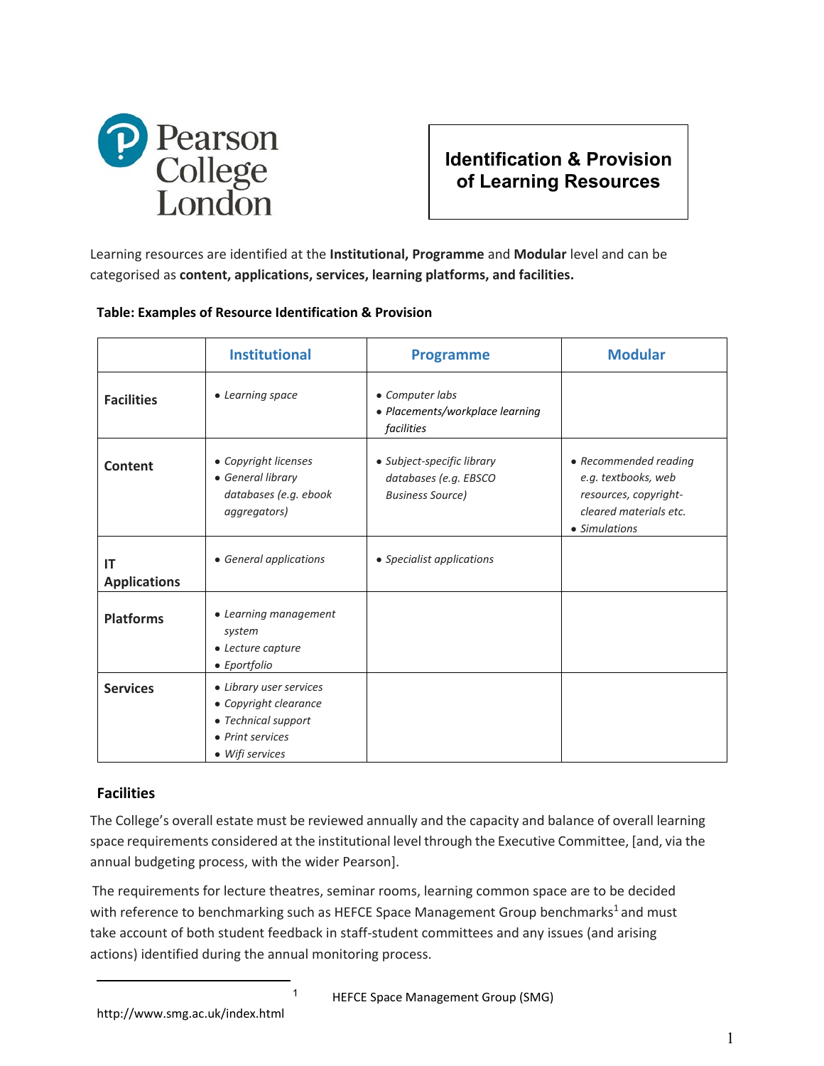# Identification & Provision of Learning Resources

Learning resources are identified at the **Institutional, Programme** and **Modular** level and can be categorised as **content, applications, services, learning platforms, and facilities.**

**Table: Examples of Resource Identification & Provision**

| | Institutional | Programme | Modular |
|---|---|---|---|
| **Facilities** | • *Learning space* | • *Computer labs*<br>• *Placements/workplace learning facilities* | |
| **Content** | • *Copyright licenses*<br>• *General library databases (e.g. ebook aggregators)* | • *Subject-specific library databases (e.g. EBSCO Business Source)* | • *Recommended reading e.g. textbooks, web resources, copyright-cleared materials etc.*<br>• *Simulations* |
| **IT Applications** | • *General applications* | • *Specialist applications* | |
| **Platforms** | • *Learning management system*<br>• *Lecture capture*<br>• *Eportfolio* | | |
| **Services** | • *Library user services*<br>• *Copyright clearance*<br>• *Technical support*<br>• *Print services*<br>• *Wifi services* | | |

## Facilities

The College's overall estate must be reviewed annually and the capacity and balance of overall learning space requirements considered at the institutional level through the Executive Committee, [and, via the annual budgeting process, with the wider Pearson].

The requirements for lecture theatres, seminar rooms, learning common space are to be decided with reference to benchmarking such as HEFCE Space Management Group benchmarks[1] and must take account of both student feedback in staff-student committees and any issues (and arising actions) identified during the annual monitoring process.

[1] HEFCE Space Management Group (SMG) http://www.smg.ac.uk/index.html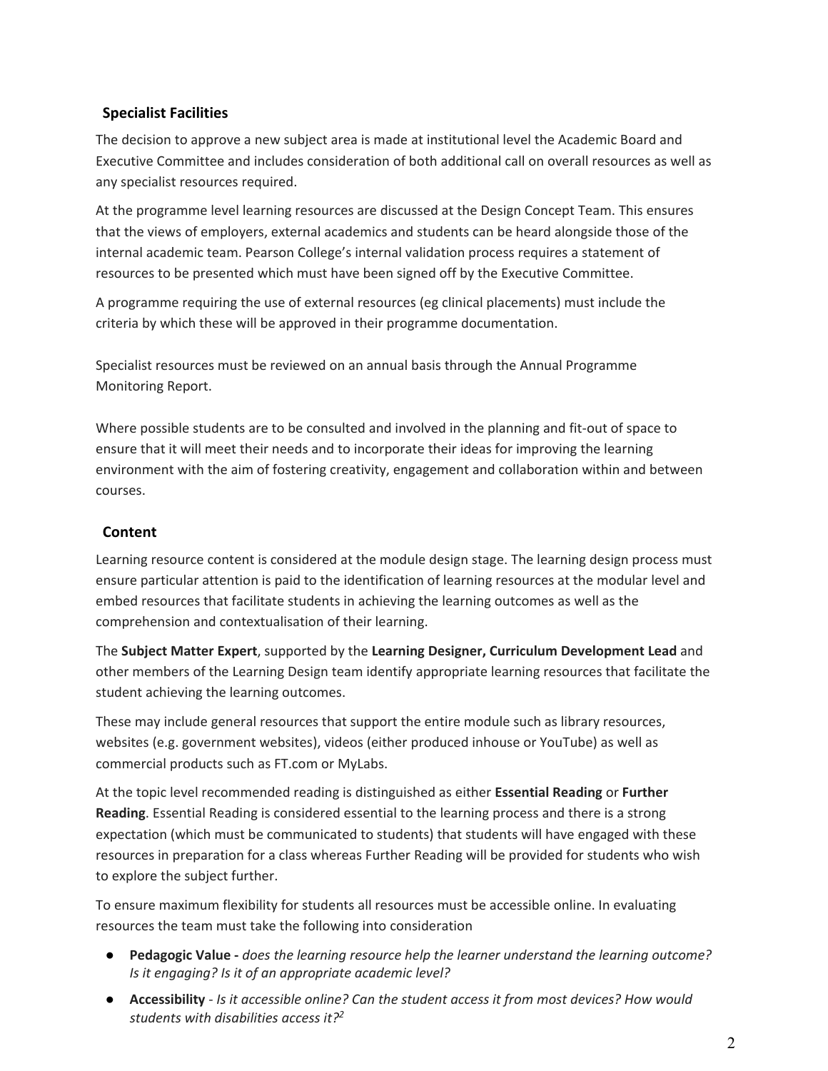### Specialist Facilities

The decision to approve a new subject area is made at institutional level the Academic Board and Executive Committee and includes consideration of both additional call on overall resources as well as any specialist resources required.

At the programme level learning resources are discussed at the Design Concept Team. This ensures that the views of employers, external academics and students can be heard alongside those of the internal academic team. Pearson College's internal validation process requires a statement of resources to be presented which must have been signed off by the Executive Committee.

A programme requiring the use of external resources (eg clinical placements) must include the criteria by which these will be approved in their programme documentation.

Specialist resources must be reviewed on an annual basis through the Annual Programme Monitoring Report.

Where possible students are to be consulted and involved in the planning and fit-out of space to ensure that it will meet their needs and to incorporate their ideas for improving the learning environment with the aim of fostering creativity, engagement and collaboration within and between courses.

### Content

Learning resource content is considered at the module design stage. The learning design process must ensure particular attention is paid to the identification of learning resources at the modular level and embed resources that facilitate students in achieving the learning outcomes as well as the comprehension and contextualisation of their learning.

The **Subject Matter Expert**, supported by the **Learning Designer, Curriculum Development Lead** and other members of the Learning Design team identify appropriate learning resources that facilitate the student achieving the learning outcomes.

These may include general resources that support the entire module such as library resources, websites (e.g. government websites), videos (either produced inhouse or YouTube) as well as commercial products such as FT.com or MyLabs.

At the topic level recommended reading is distinguished as either **Essential Reading** or **Further Reading**. Essential Reading is considered essential to the learning process and there is a strong expectation (which must be communicated to students) that students will have engaged with these resources in preparation for a class whereas Further Reading will be provided for students who wish to explore the subject further.

To ensure maximum flexibility for students all resources must be accessible online. In evaluating resources the team must take the following into consideration

- **Pedagogic Value -** *does the learning resource help the learner understand the learning outcome? Is it engaging? Is it of an appropriate academic level?*
- **Accessibility** - *Is it accessible online? Can the student access it from most devices? How would students with disabilities access it?*[2]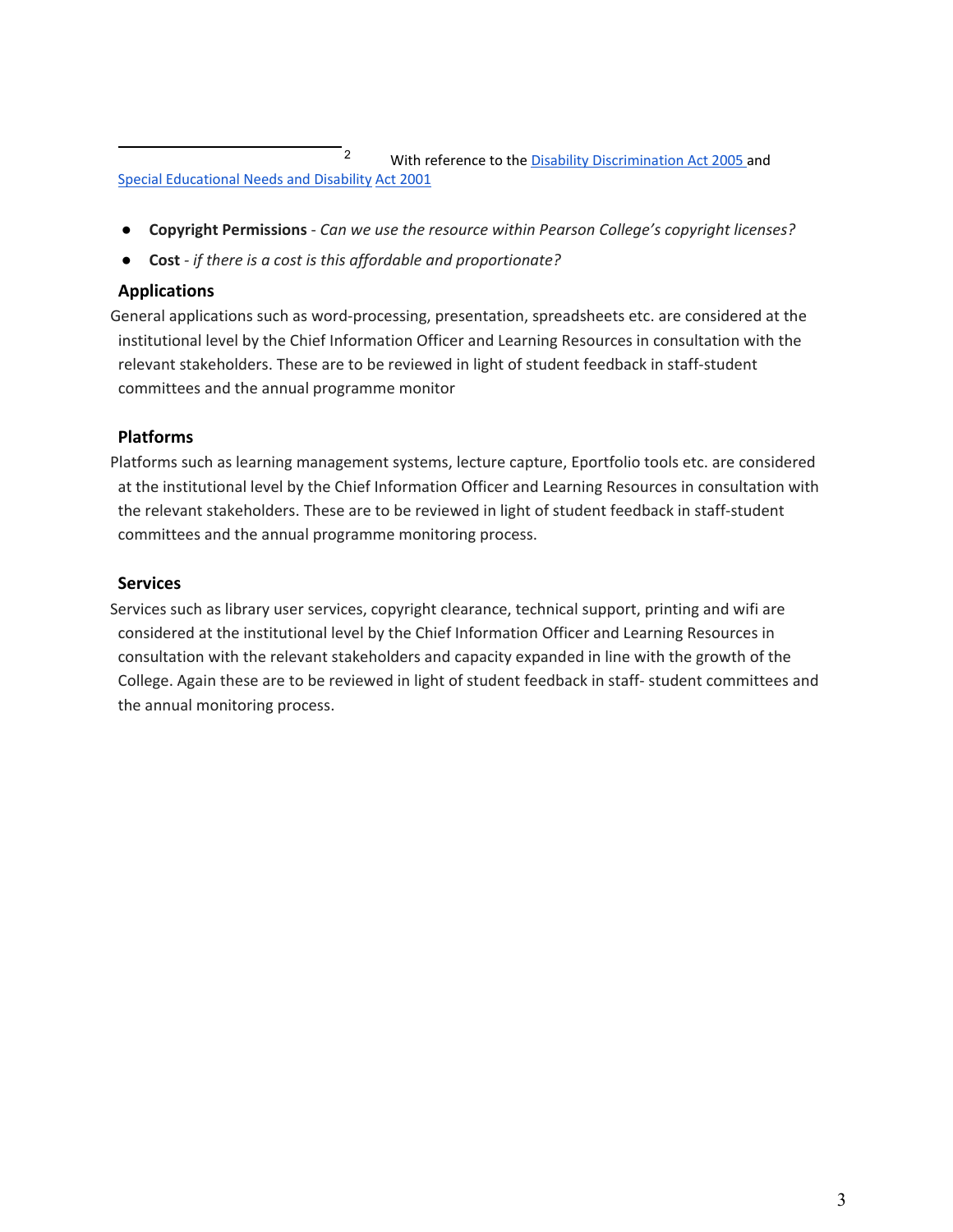[2] With reference to the Disability Discrimination Act 2005 and Special Educational Needs and Disability Act 2001

- **Copyright Permissions** - *Can we use the resource within Pearson College's copyright licenses?*
- **Cost** - *if there is a cost is this affordable and proportionate?*

## Applications

General applications such as word-processing, presentation, spreadsheets etc. are considered at the institutional level by the Chief Information Officer and Learning Resources in consultation with the relevant stakeholders. These are to be reviewed in light of student feedback in staff-student committees and the annual programme monitor

## Platforms

Platforms such as learning management systems, lecture capture, Eportfolio tools etc. are considered at the institutional level by the Chief Information Officer and Learning Resources in consultation with the relevant stakeholders. These are to be reviewed in light of student feedback in staff-student committees and the annual programme monitoring process.

## Services

Services such as library user services, copyright clearance, technical support, printing and wifi are considered at the institutional level by the Chief Information Officer and Learning Resources in consultation with the relevant stakeholders and capacity expanded in line with the growth of the College. Again these are to be reviewed in light of student feedback in staff- student committees and the annual monitoring process.